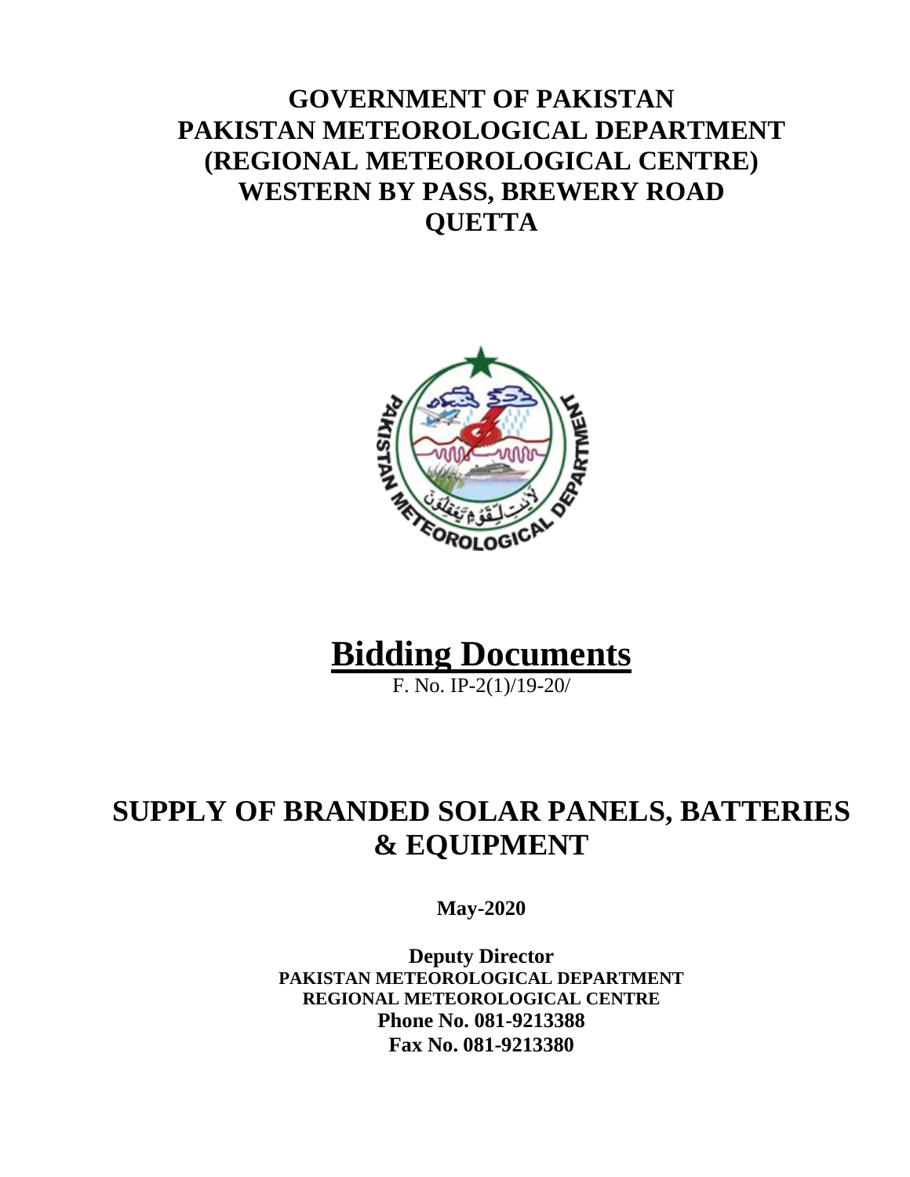# GOVERNMENT OF PAKISTAN
# PAKISTAN METEOROLOGICAL DEPARTMENT
# (REGIONAL METEOROLOGICAL CENTRE)
# WESTERN BY PASS, BREWERY ROAD
# QUETTA

# <u>Bidding Documents</u>

F. No. IP-2(1)/19-20/

# SUPPLY OF BRANDED SOLAR PANELS, BATTERIES & EQUIPMENT

**May-2020**

**Deputy Director**
**PAKISTAN METEOROLOGICAL DEPARTMENT**
**REGIONAL METEOROLOGICAL CENTRE**
**Phone No. 081-9213388**
**Fax No. 081-9213380**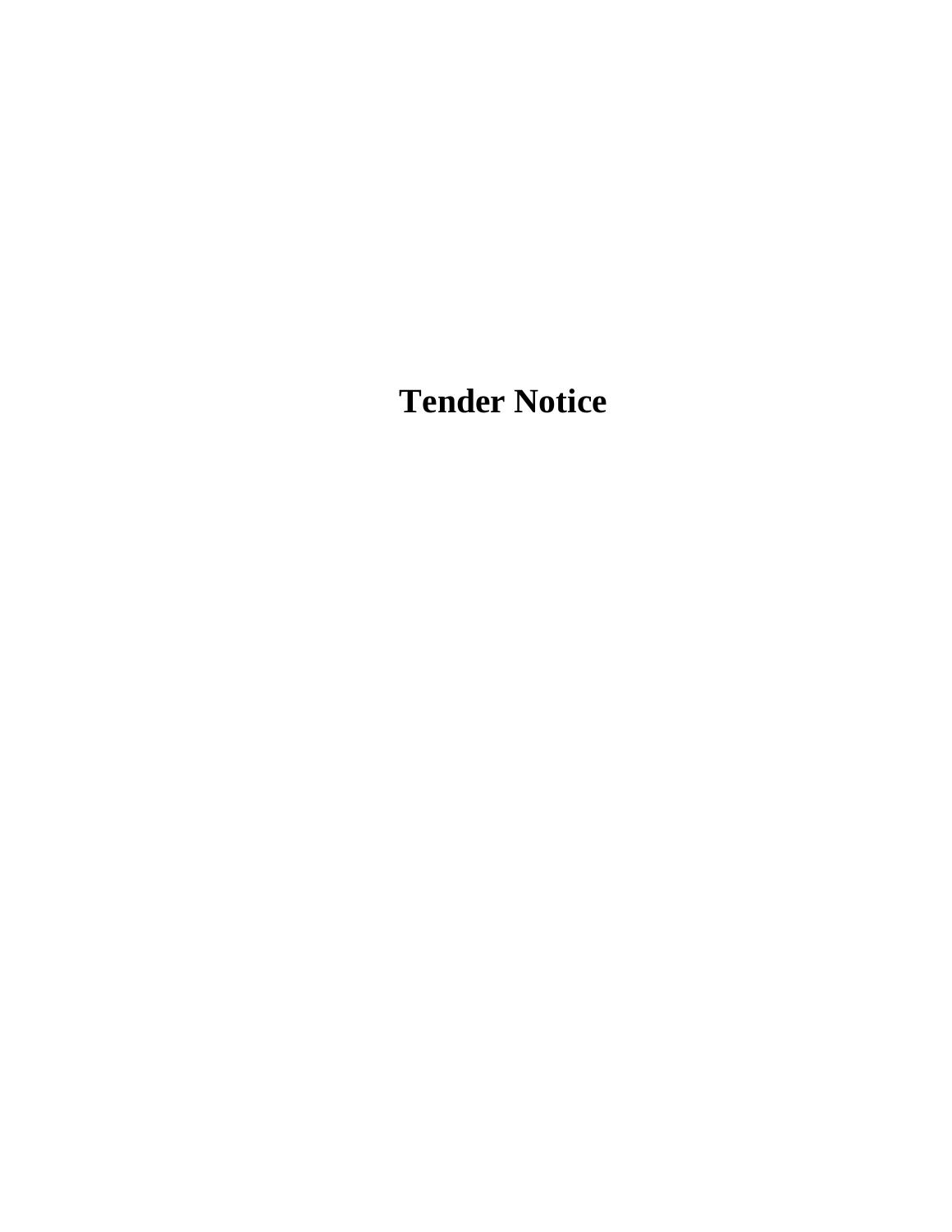# Tender Notice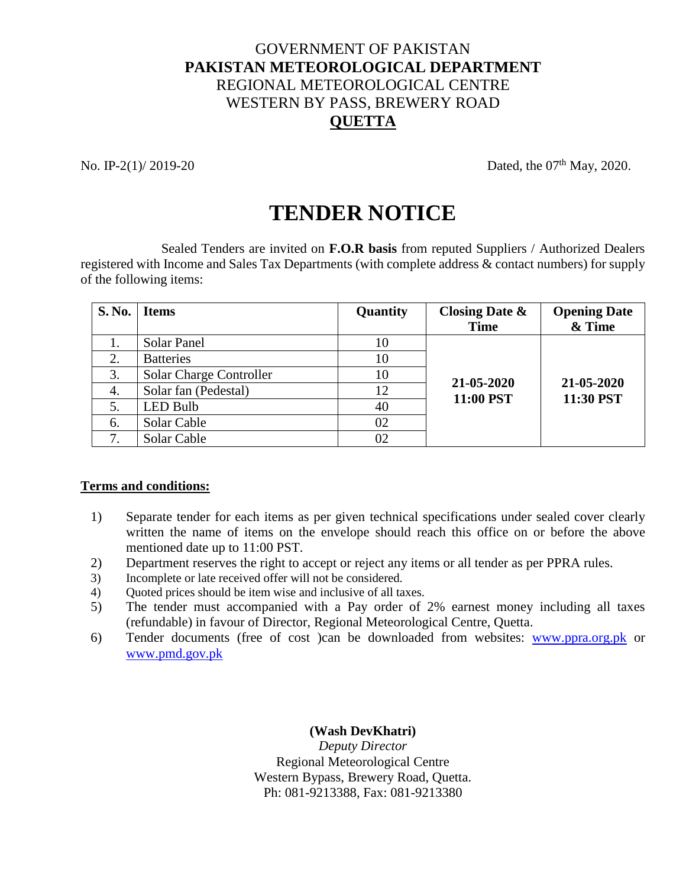GOVERNMENT OF PAKISTAN

**PAKISTAN METEOROLOGICAL DEPARTMENT**

REGIONAL METEOROLOGICAL CENTRE

WESTERN BY PASS, BREWERY ROAD

**QUETTA**

No. IP-2(1)/ 2019-20 Dated, the 07th May, 2020.

# TENDER NOTICE

Sealed Tenders are invited on **F.O.R basis** from reputed Suppliers / Authorized Dealers registered with Income and Sales Tax Departments (with complete address & contact numbers) for supply of the following items:

| S. No. | Items | Quantity | Closing Date & Time | Opening Date & Time |
|---|---|---|---|---|
| 1. | Solar Panel | 10 | **21-05-2020 11:00 PST** | **21-05-2020 11:30 PST** |
| 2. | Batteries | 10 | | |
| 3. | Solar Charge Controller | 10 | | |
| 4. | Solar fan (Pedestal) | 12 | | |
| 5. | LED Bulb | 40 | | |
| 6. | Solar Cable | 02 | | |
| 7. | Solar Cable | 02 | | |

**Terms and conditions:**

1) Separate tender for each items as per given technical specifications under sealed cover clearly written the name of items on the envelope should reach this office on or before the above mentioned date up to 11:00 PST.
2) Department reserves the right to accept or reject any items or all tender as per PPRA rules.
3) Incomplete or late received offer will not be considered.
4) Quoted prices should be item wise and inclusive of all taxes.
5) The tender must accompanied with a Pay order of 2% earnest money including all taxes (refundable) in favour of Director, Regional Meteorological Centre, Quetta.
6) Tender documents (free of cost )can be downloaded from websites: www.ppra.org.pk or www.pmd.gov.pk

**(Wash DevKhatri)**

*Deputy Director*

Regional Meteorological Centre

Western Bypass, Brewery Road, Quetta.

Ph: 081-9213388, Fax: 081-9213380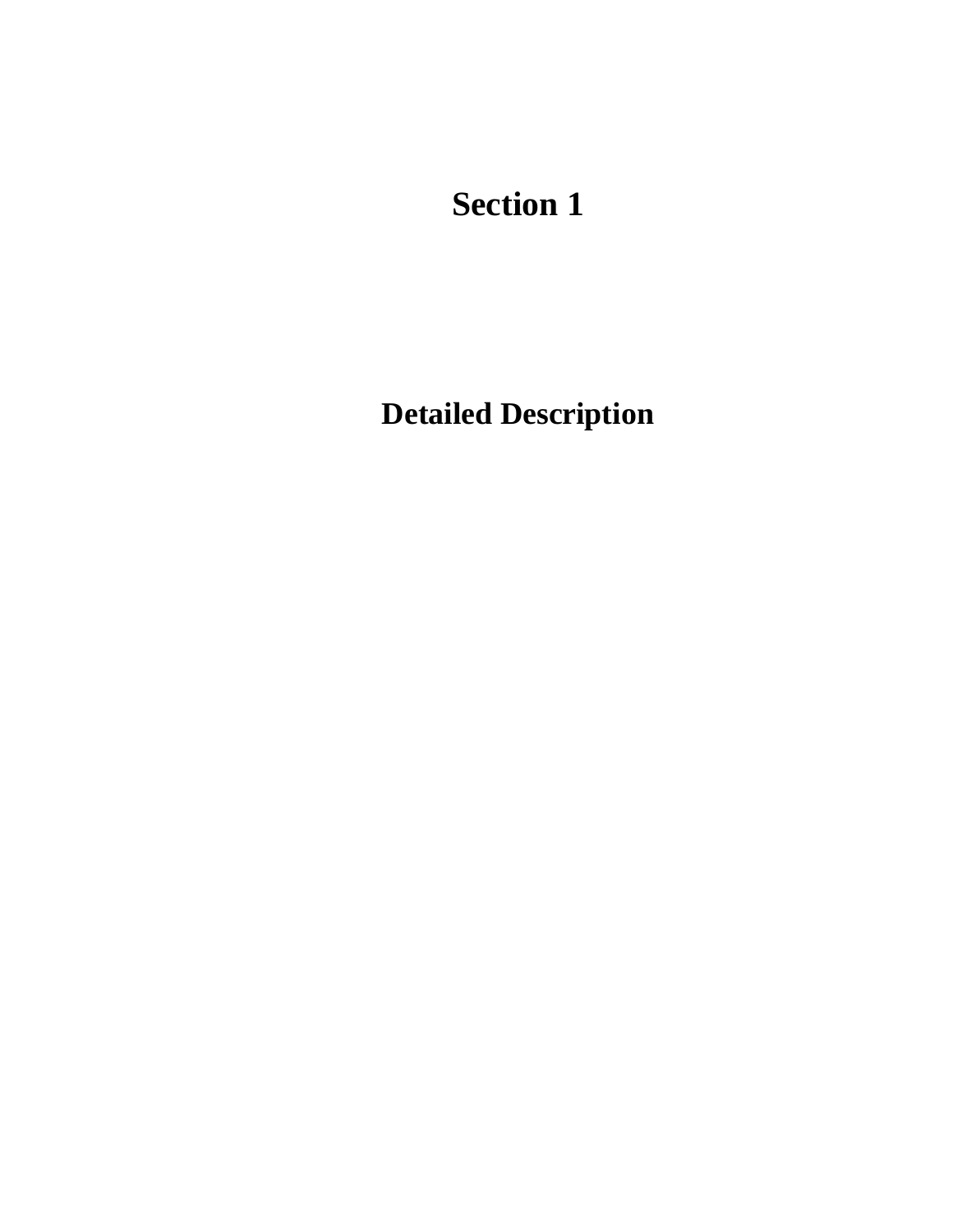# Section 1

# Detailed Description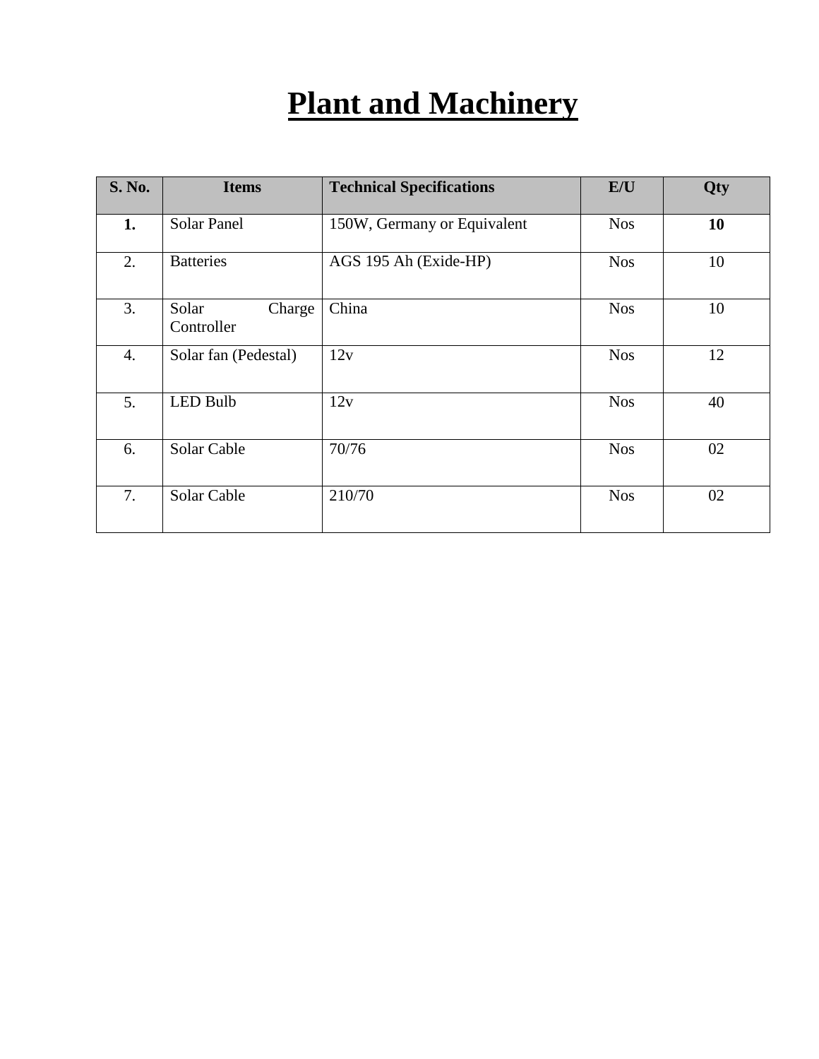# Plant and Machinery

| S. No. | Items | Technical Specifications | E/U | Qty |
|---|---|---|---|---|
| **1.** | Solar Panel | 150W, Germany or Equivalent | Nos | **10** |
| 2. | Batteries | AGS 195 Ah (Exide-HP) | Nos | 10 |
| 3. | Solar Charge Controller | China | Nos | 10 |
| 4. | Solar fan (Pedestal) | 12v | Nos | 12 |
| 5. | LED Bulb | 12v | Nos | 40 |
| 6. | Solar Cable | 70/76 | Nos | 02 |
| 7. | Solar Cable | 210/70 | Nos | 02 |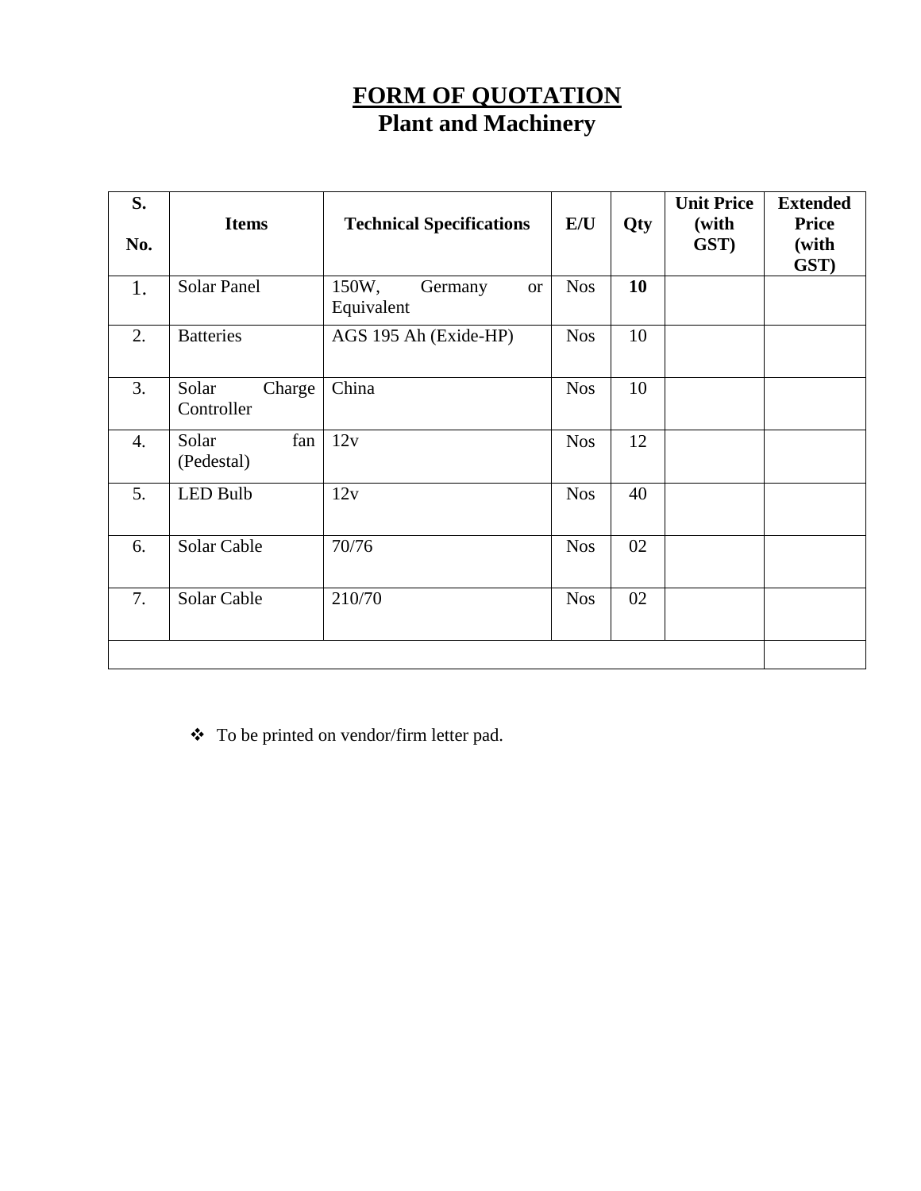# FORM OF QUOTATION
## Plant and Machinery

| S. No. | Items | Technical Specifications | E/U | Qty | Unit Price (with GST) | Extended Price (with GST) |
|---|---|---|---|---|---|---|
| 1. | Solar Panel | 150W, Germany or Equivalent | Nos | **10** | | |
| 2. | Batteries | AGS 195 Ah (Exide-HP) | Nos | 10 | | |
| 3. | Solar Charge Controller | China | Nos | 10 | | |
| 4. | Solar fan (Pedestal) | 12v | Nos | 12 | | |
| 5. | LED Bulb | 12v | Nos | 40 | | |
| 6. | Solar Cable | 70/76 | Nos | 02 | | |
| 7. | Solar Cable | 210/70 | Nos | 02 | | |
| | | | | | | |

- To be printed on vendor/firm letter pad.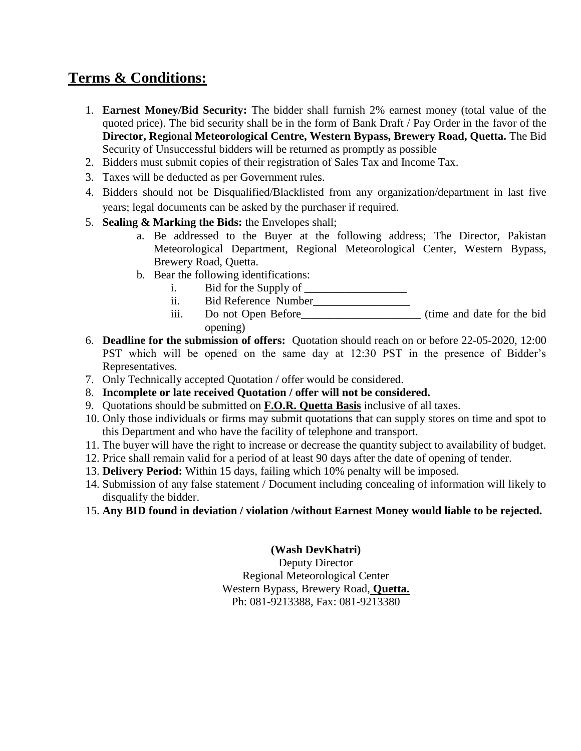## **Terms & Conditions:**

1. **Earnest Money/Bid Security:** The bidder shall furnish 2% earnest money (total value of the quoted price). The bid security shall be in the form of Bank Draft / Pay Order in the favor of the **Director, Regional Meteorological Centre, Western Bypass, Brewery Road, Quetta.** The Bid Security of Unsuccessful bidders will be returned as promptly as possible
2. Bidders must submit copies of their registration of Sales Tax and Income Tax.
3. Taxes will be deducted as per Government rules.
4. Bidders should not be Disqualified/Blacklisted from any organization/department in last five years; legal documents can be asked by the purchaser if required.
5. **Sealing & Marking the Bids:** the Envelopes shall;
    a. Be addressed to the Buyer at the following address; The Director, Pakistan Meteorological Department, Regional Meteorological Center, Western Bypass, Brewery Road, Quetta.
    b. Bear the following identifications:
        i. Bid for the Supply of __________________
        ii. Bid Reference Number_________________
        iii. Do not Open Before_____________________ (time and date for the bid opening)
6. **Deadline for the submission of offers:** Quotation should reach on or before 22-05-2020, 12:00 PST which will be opened on the same day at 12:30 PST in the presence of Bidder's Representatives.
7. Only Technically accepted Quotation / offer would be considered.
8. **Incomplete or late received Quotation / offer will not be considered.**
9. Quotations should be submitted on **F.O.R. Quetta Basis** inclusive of all taxes.
10. Only those individuals or firms may submit quotations that can supply stores on time and spot to this Department and who have the facility of telephone and transport.
11. The buyer will have the right to increase or decrease the quantity subject to availability of budget.
12. Price shall remain valid for a period of at least 90 days after the date of opening of tender.
13. **Delivery Period:** Within 15 days, failing which 10% penalty will be imposed.
14. Submission of any false statement / Document including concealing of information will likely to disqualify the bidder.
15. **Any BID found in deviation / violation /without Earnest Money would liable to be rejected.**

**(Wash DevKhatri)**
Deputy Director
Regional Meteorological Center
Western Bypass, Brewery Road, **Quetta.**
Ph: 081-9213388, Fax: 081-9213380